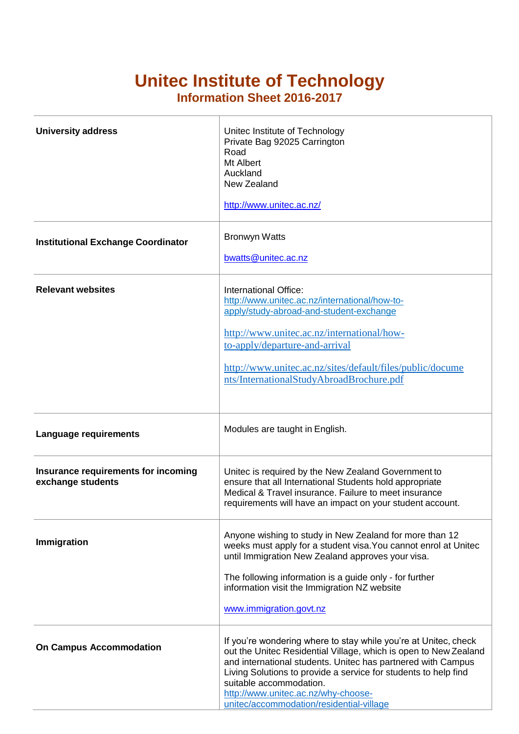# Unitec Institute of Technology

## Information Sheet 2016-2017

| | |
|---|---|
| **University address** | Unitec Institute of Technology<br>Private Bag 92025 Carrington Road<br>Mt Albert<br>Auckland<br>New Zealand<br><br>http://www.unitec.ac.nz/ |
| **Institutional Exchange Coordinator** | Bronwyn Watts<br><br>bwatts@unitec.ac.nz |
| **Relevant websites** | International Office:<br>http://www.unitec.ac.nz/international/how-to-apply/study-abroad-and-student-exchange<br><br>http://www.unitec.ac.nz/international/how-to-apply/departure-and-arrival<br><br>http://www.unitec.ac.nz/sites/default/files/public/documents/InternationalStudyAbroadBrochure.pdf |
| **Language requirements** | Modules are taught in English. |
| **Insurance requirements for incoming exchange students** | Unitec is required by the New Zealand Government to ensure that all International Students hold appropriate Medical & Travel insurance. Failure to meet insurance requirements will have an impact on your student account. |
| **Immigration** | Anyone wishing to study in New Zealand for more than 12 weeks must apply for a student visa.You cannot enrol at Unitec until Immigration New Zealand approves your visa.<br><br>The following information is a guide only - for further information visit the Immigration NZ website<br><br>www.immigration.govt.nz |
| **On Campus Accommodation** | If you're wondering where to stay while you're at Unitec, check out the Unitec Residential Village, which is open to New Zealand and international students. Unitec has partnered with Campus Living Solutions to provide a service for students to help find suitable accommodation.<br>http://www.unitec.ac.nz/why-choose-unitec/accommodation/residential-village |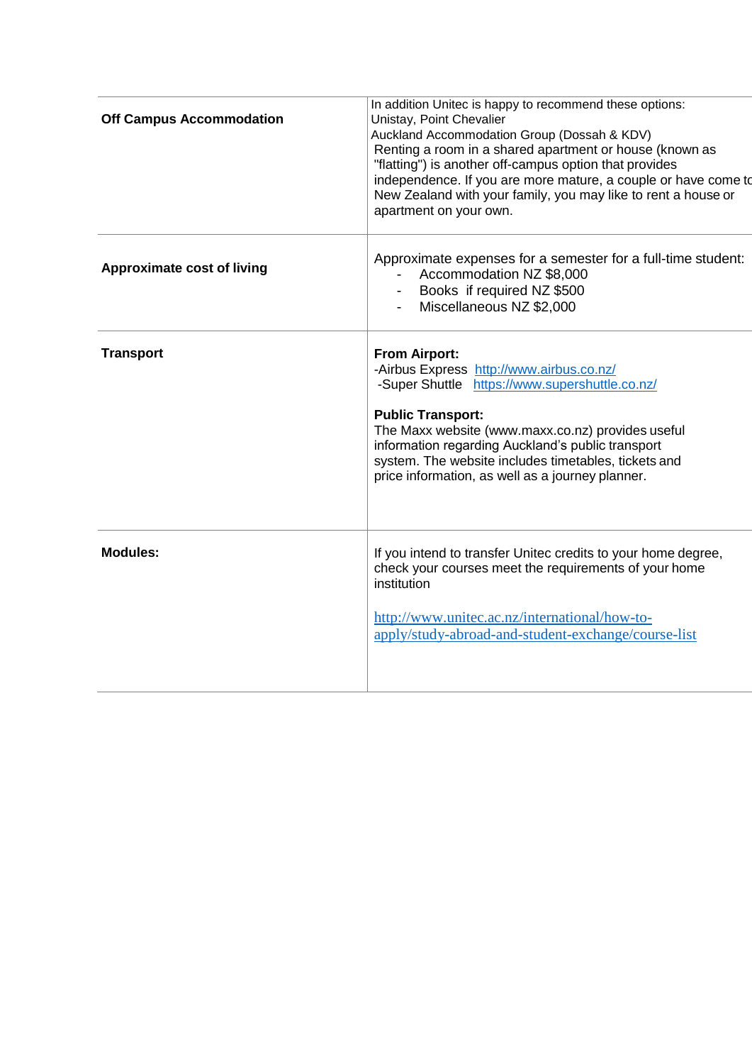| | |
|---|---|
| **Off Campus Accommodation** | In addition Unitec is happy to recommend these options:<br>Unistay, Point Chevalier<br>Auckland Accommodation Group (Dossah & KDV)<br>Renting a room in a shared apartment or house (known as "flatting") is another off-campus option that provides independence. If you are more mature, a couple or have come to New Zealand with your family, you may like to rent a house or apartment on your own. |
| **Approximate cost of living** | Approximate expenses for a semester for a full-time student:<br>- Accommodation NZ $8,000<br>- Books if required NZ $500<br>- Miscellaneous NZ $2,000 |
| **Transport** | **From Airport:**<br>-Airbus Express http://www.airbus.co.nz/<br>-Super Shuttle https://www.supershuttle.co.nz/<br><br>**Public Transport:**<br>The Maxx website (www.maxx.co.nz) provides useful information regarding Auckland's public transport system. The website includes timetables, tickets and price information, as well as a journey planner. |
| **Modules:** | If you intend to transfer Unitec credits to your home degree, check your courses meet the requirements of your home institution<br><br>http://www.unitec.ac.nz/international/how-to-apply/study-abroad-and-student-exchange/course-list |